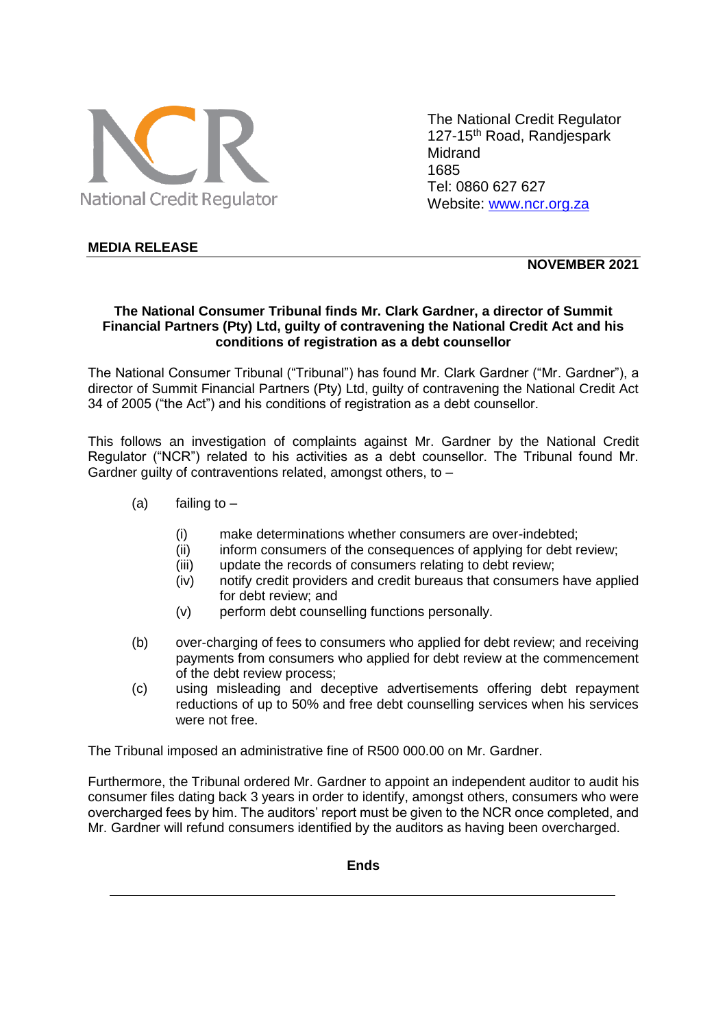National Credit Regulator

The National Credit Regulator
127-15th Road, Randjespark
Midrand
1685
Tel: 0860 627 627
Website: www.ncr.org.za

**MEDIA RELEASE**

**NOVEMBER 2021**

**The National Consumer Tribunal finds Mr. Clark Gardner, a director of Summit Financial Partners (Pty) Ltd, guilty of contravening the National Credit Act and his conditions of registration as a debt counsellor**

The National Consumer Tribunal ("Tribunal") has found Mr. Clark Gardner ("Mr. Gardner"), a director of Summit Financial Partners (Pty) Ltd, guilty of contravening the National Credit Act 34 of 2005 ("the Act") and his conditions of registration as a debt counsellor.

This follows an investigation of complaints against Mr. Gardner by the National Credit Regulator ("NCR") related to his activities as a debt counsellor. The Tribunal found Mr. Gardner guilty of contraventions related, amongst others, to –

(a) failing to –

  (i) make determinations whether consumers are over-indebted;
  (ii) inform consumers of the consequences of applying for debt review;
  (iii) update the records of consumers relating to debt review;
  (iv) notify credit providers and credit bureaus that consumers have applied for debt review; and
  (v) perform debt counselling functions personally.

(b) over-charging of fees to consumers who applied for debt review; and receiving payments from consumers who applied for debt review at the commencement of the debt review process;

(c) using misleading and deceptive advertisements offering debt repayment reductions of up to 50% and free debt counselling services when his services were not free.

The Tribunal imposed an administrative fine of R500 000.00 on Mr. Gardner.

Furthermore, the Tribunal ordered Mr. Gardner to appoint an independent auditor to audit his consumer files dating back 3 years in order to identify, amongst others, consumers who were overcharged fees by him. The auditors' report must be given to the NCR once completed, and Mr. Gardner will refund consumers identified by the auditors as having been overcharged.

**Ends**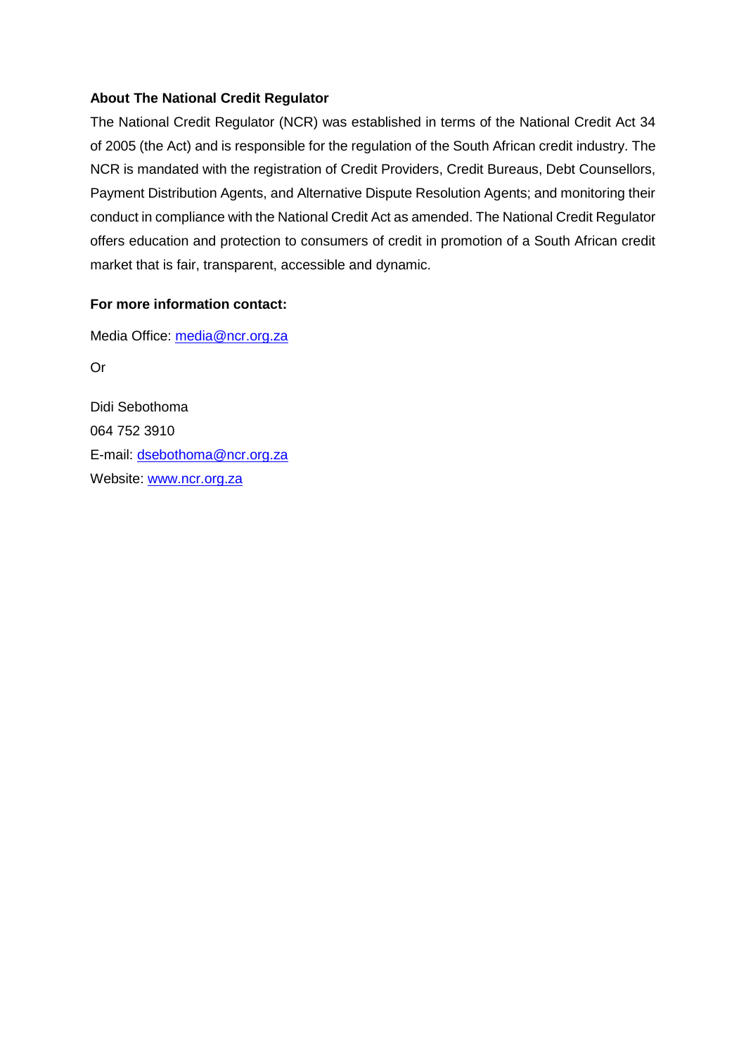**About The National Credit Regulator**

The National Credit Regulator (NCR) was established in terms of the National Credit Act 34 of 2005 (the Act) and is responsible for the regulation of the South African credit industry. The NCR is mandated with the registration of Credit Providers, Credit Bureaus, Debt Counsellors, Payment Distribution Agents, and Alternative Dispute Resolution Agents; and monitoring their conduct in compliance with the National Credit Act as amended. The National Credit Regulator offers education and protection to consumers of credit in promotion of a South African credit market that is fair, transparent, accessible and dynamic.

**For more information contact:**

Media Office: media@ncr.org.za

Or

Didi Sebothoma
064 752 3910
E-mail: dsebothoma@ncr.org.za
Website: www.ncr.org.za